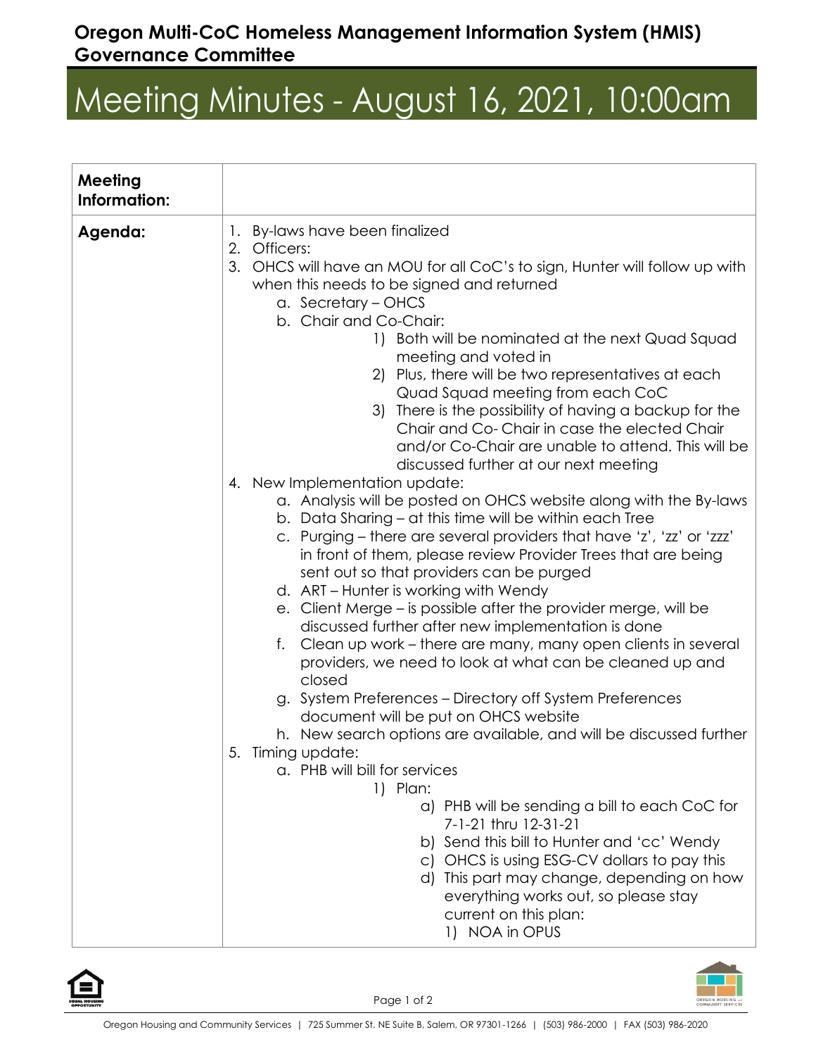**Oregon Multi-CoC Homeless Management Information System (HMIS) Governance Committee**

# Meeting Minutes - August 16, 2021, 10:00am

| **Meeting Information:** | |
|---|---|
| **Agenda:** | 1. By-laws have been finalized<br>2. Officers:<br>3. OHCS will have an MOU for all CoC's to sign, Hunter will follow up with when this needs to be signed and returned<br>&nbsp;&nbsp;&nbsp;&nbsp;a. Secretary – OHCS<br>&nbsp;&nbsp;&nbsp;&nbsp;b. Chair and Co-Chair:<br>&nbsp;&nbsp;&nbsp;&nbsp;&nbsp;&nbsp;&nbsp;&nbsp;1) Both will be nominated at the next Quad Squad meeting and voted in<br>&nbsp;&nbsp;&nbsp;&nbsp;&nbsp;&nbsp;&nbsp;&nbsp;2) Plus, there will be two representatives at each Quad Squad meeting from each CoC<br>&nbsp;&nbsp;&nbsp;&nbsp;&nbsp;&nbsp;&nbsp;&nbsp;3) There is the possibility of having a backup for the Chair and Co- Chair in case the elected Chair and/or Co-Chair are unable to attend. This will be discussed further at our next meeting<br>4. New Implementation update:<br>&nbsp;&nbsp;&nbsp;&nbsp;a. Analysis will be posted on OHCS website along with the By-laws<br>&nbsp;&nbsp;&nbsp;&nbsp;b. Data Sharing – at this time will be within each Tree<br>&nbsp;&nbsp;&nbsp;&nbsp;c. Purging – there are several providers that have 'z', 'zz' or 'zzz' in front of them, please review Provider Trees that are being sent out so that providers can be purged<br>&nbsp;&nbsp;&nbsp;&nbsp;d. ART – Hunter is working with Wendy<br>&nbsp;&nbsp;&nbsp;&nbsp;e. Client Merge – is possible after the provider merge, will be discussed further after new implementation is done<br>&nbsp;&nbsp;&nbsp;&nbsp;f. Clean up work – there are many, many open clients in several providers, we need to look at what can be cleaned up and closed<br>&nbsp;&nbsp;&nbsp;&nbsp;g. System Preferences – Directory off System Preferences document will be put on OHCS website<br>&nbsp;&nbsp;&nbsp;&nbsp;h. New search options are available, and will be discussed further<br>5. Timing update:<br>&nbsp;&nbsp;&nbsp;&nbsp;a. PHB will bill for services<br>&nbsp;&nbsp;&nbsp;&nbsp;&nbsp;&nbsp;&nbsp;&nbsp;1) Plan:<br>&nbsp;&nbsp;&nbsp;&nbsp;&nbsp;&nbsp;&nbsp;&nbsp;&nbsp;&nbsp;&nbsp;&nbsp;a) PHB will be sending a bill to each CoC for 7-1-21 thru 12-31-21<br>&nbsp;&nbsp;&nbsp;&nbsp;&nbsp;&nbsp;&nbsp;&nbsp;&nbsp;&nbsp;&nbsp;&nbsp;b) Send this bill to Hunter and 'cc' Wendy<br>&nbsp;&nbsp;&nbsp;&nbsp;&nbsp;&nbsp;&nbsp;&nbsp;&nbsp;&nbsp;&nbsp;&nbsp;c) OHCS is using ESG-CV dollars to pay this<br>&nbsp;&nbsp;&nbsp;&nbsp;&nbsp;&nbsp;&nbsp;&nbsp;&nbsp;&nbsp;&nbsp;&nbsp;d) This part may change, depending on how everything works out, so please stay current on this plan:<br>&nbsp;&nbsp;&nbsp;&nbsp;&nbsp;&nbsp;&nbsp;&nbsp;&nbsp;&nbsp;&nbsp;&nbsp;&nbsp;&nbsp;&nbsp;&nbsp;1) NOA in OPUS |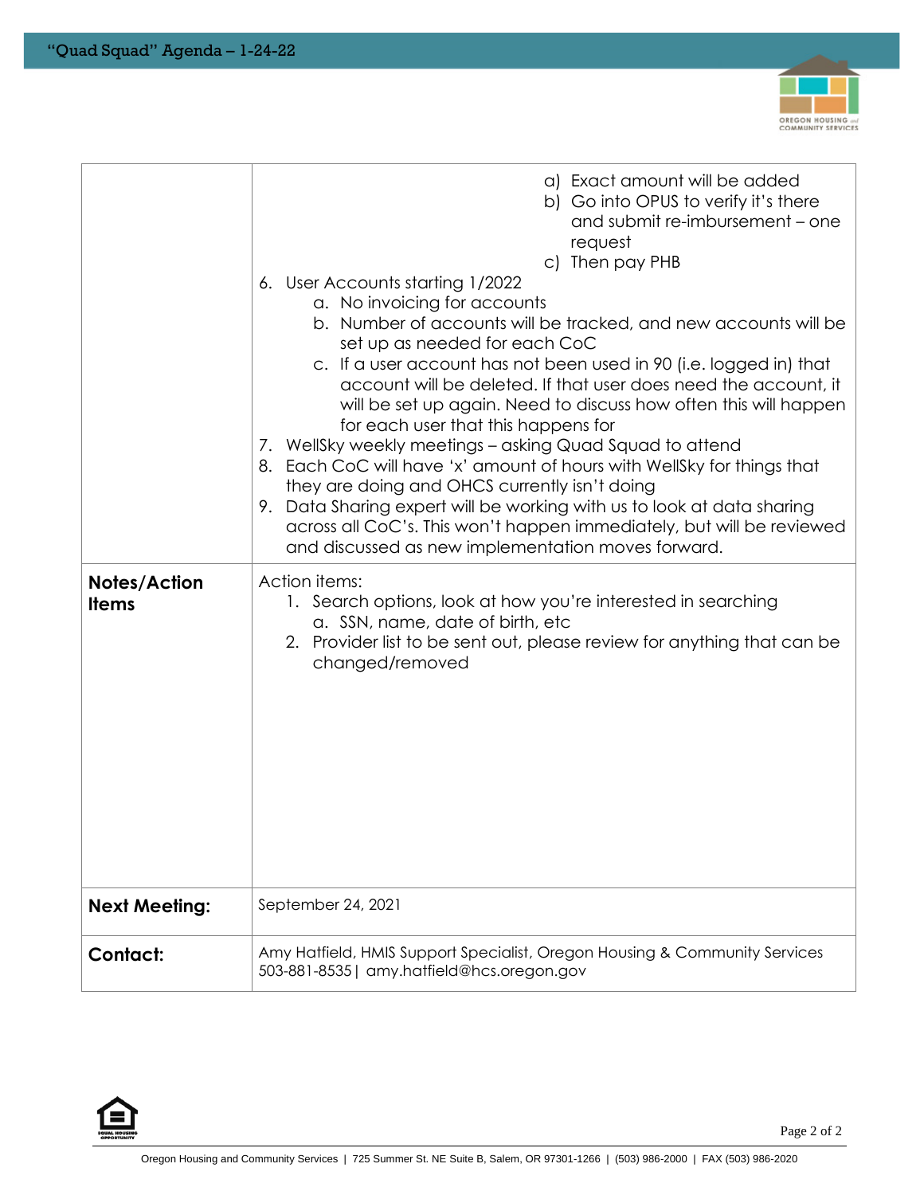| | |
|---|---|
| | a) Exact amount will be added<br>b) Go into OPUS to verify it's there and submit re-imbursement – one request<br>c) Then pay PHB<br>6. User Accounts starting 1/2022<br>a. No invoicing for accounts<br>b. Number of accounts will be tracked, and new accounts will be set up as needed for each CoC<br>c. If a user account has not been used in 90 (i.e. logged in) that account will be deleted. If that user does need the account, it will be set up again. Need to discuss how often this will happen for each user that this happens for<br>7. WellSky weekly meetings – asking Quad Squad to attend<br>8. Each CoC will have 'x' amount of hours with WellSky for things that they are doing and OHCS currently isn't doing<br>9. Data Sharing expert will be working with us to look at data sharing across all CoC's. This won't happen immediately, but will be reviewed and discussed as new implementation moves forward. |
| **Notes/Action Items** | Action items:<br>1. Search options, look at how you're interested in searching<br>a. SSN, name, date of birth, etc<br>2. Provider list to be sent out, please review for anything that can be changed/removed |
| **Next Meeting:** | September 24, 2021 |
| **Contact:** | Amy Hatfield, HMIS Support Specialist, Oregon Housing & Community Services<br>503-881-8535 \| amy.hatfield@hcs.oregon.gov |